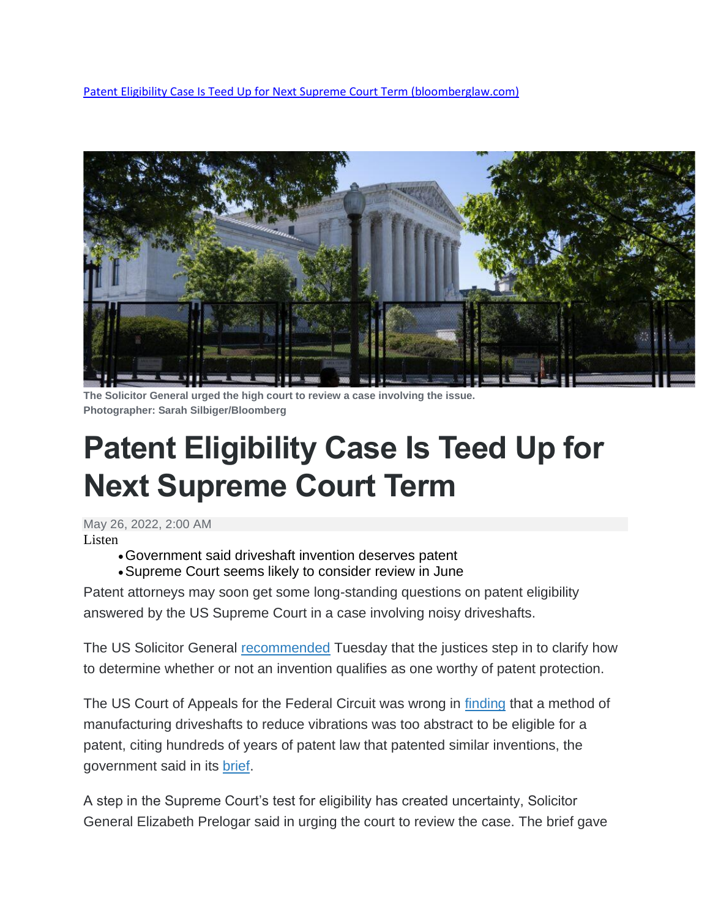[Patent Eligibility Case Is Teed Up for Next Supreme Court Term (bloomberglaw.com)](bloomberglaw.com)

The Solicitor General urged the high court to review a case involving the issue.
Photographer: Sarah Silbiger/Bloomberg

# Patent Eligibility Case Is Teed Up for Next Supreme Court Term

May 26, 2022, 2:00 AM

Listen

- Government said driveshaft invention deserves patent
- Supreme Court seems likely to consider review in June

Patent attorneys may soon get some long-standing questions on patent eligibility answered by the US Supreme Court in a case involving noisy driveshafts.

The US Solicitor General [recommended]() Tuesday that the justices step in to clarify how to determine whether or not an invention qualifies as one worthy of patent protection.

The US Court of Appeals for the Federal Circuit was wrong in [finding]() that a method of manufacturing driveshafts to reduce vibrations was too abstract to be eligible for a patent, citing hundreds of years of patent law that patented similar inventions, the government said in its [brief]().

A step in the Supreme Court's test for eligibility has created uncertainty, Solicitor General Elizabeth Prelogar said in urging the court to review the case. The brief gave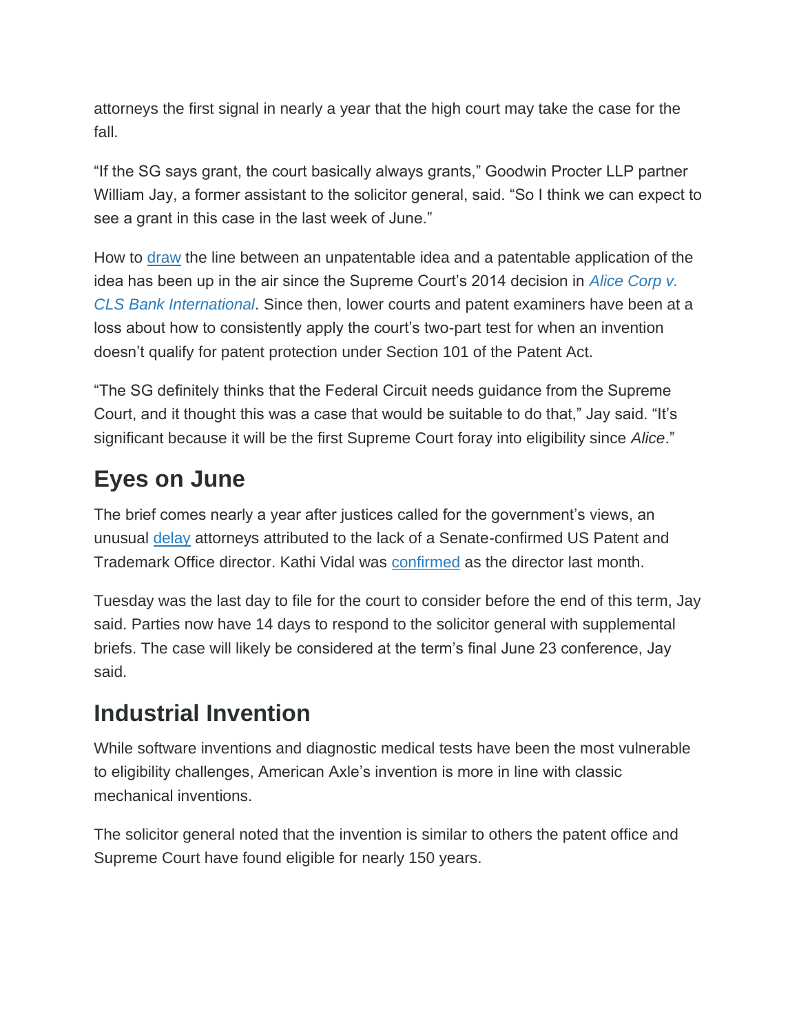attorneys the first signal in nearly a year that the high court may take the case for the fall.

"If the SG says grant, the court basically always grants," Goodwin Procter LLP partner William Jay, a former assistant to the solicitor general, said. "So I think we can expect to see a grant in this case in the last week of June."

How to draw the line between an unpatentable idea and a patentable application of the idea has been up in the air since the Supreme Court's 2014 decision in *Alice Corp v. CLS Bank International*. Since then, lower courts and patent examiners have been at a loss about how to consistently apply the court's two-part test for when an invention doesn't qualify for patent protection under Section 101 of the Patent Act.

"The SG definitely thinks that the Federal Circuit needs guidance from the Supreme Court, and it thought this was a case that would be suitable to do that," Jay said. "It's significant because it will be the first Supreme Court foray into eligibility since *Alice*."

## Eyes on June

The brief comes nearly a year after justices called for the government's views, an unusual delay attorneys attributed to the lack of a Senate-confirmed US Patent and Trademark Office director. Kathi Vidal was confirmed as the director last month.

Tuesday was the last day to file for the court to consider before the end of this term, Jay said. Parties now have 14 days to respond to the solicitor general with supplemental briefs. The case will likely be considered at the term's final June 23 conference, Jay said.

## Industrial Invention

While software inventions and diagnostic medical tests have been the most vulnerable to eligibility challenges, American Axle's invention is more in line with classic mechanical inventions.

The solicitor general noted that the invention is similar to others the patent office and Supreme Court have found eligible for nearly 150 years.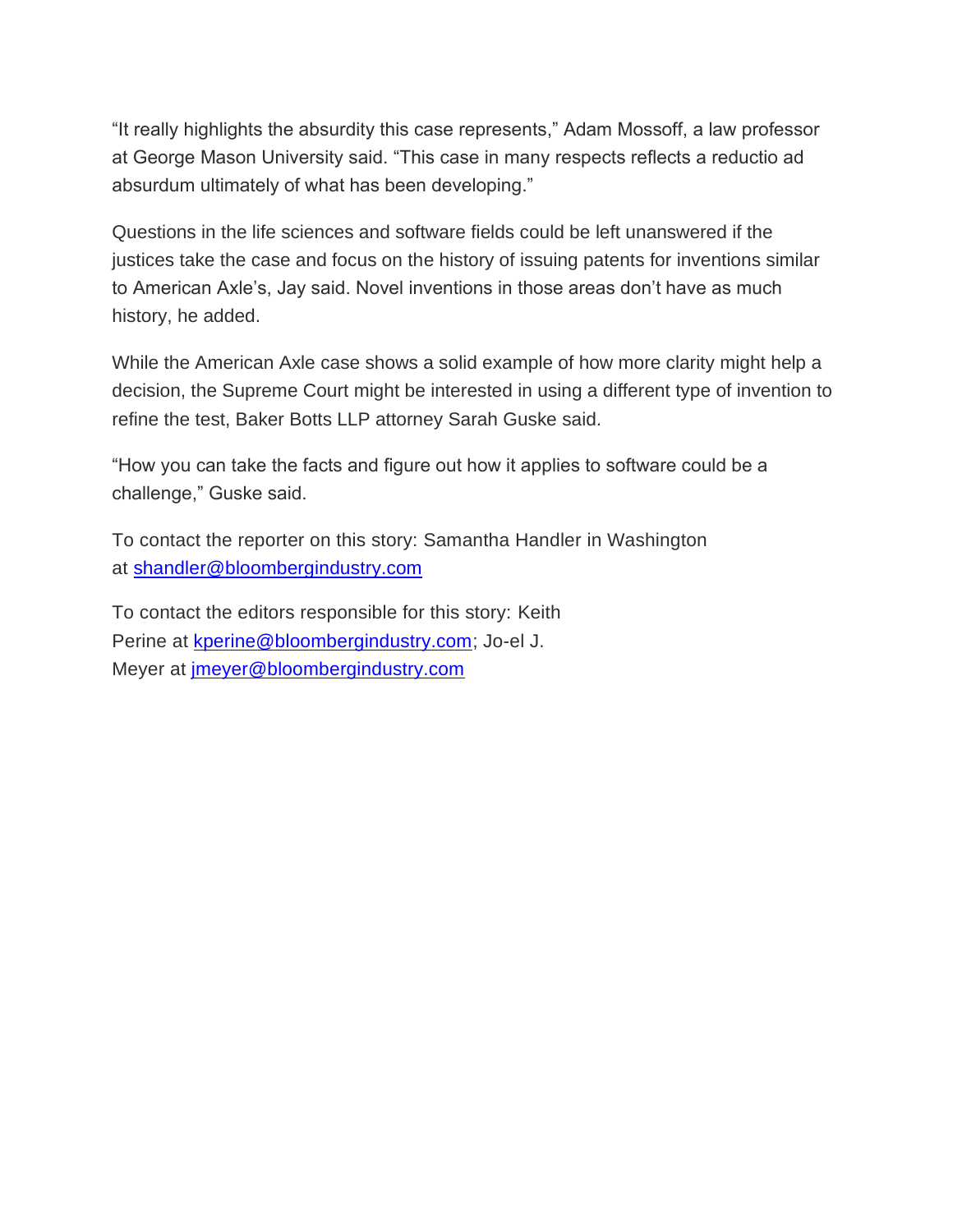"It really highlights the absurdity this case represents," Adam Mossoff, a law professor at George Mason University said. "This case in many respects reflects a reductio ad absurdum ultimately of what has been developing."

Questions in the life sciences and software fields could be left unanswered if the justices take the case and focus on the history of issuing patents for inventions similar to American Axle's, Jay said. Novel inventions in those areas don't have as much history, he added.

While the American Axle case shows a solid example of how more clarity might help a decision, the Supreme Court might be interested in using a different type of invention to refine the test, Baker Botts LLP attorney Sarah Guske said.

"How you can take the facts and figure out how it applies to software could be a challenge," Guske said.

To contact the reporter on this story: Samantha Handler in Washington at shandler@bloombergindustry.com

To contact the editors responsible for this story: Keith Perine at kperine@bloombergindustry.com; Jo-el J. Meyer at jmeyer@bloombergindustry.com